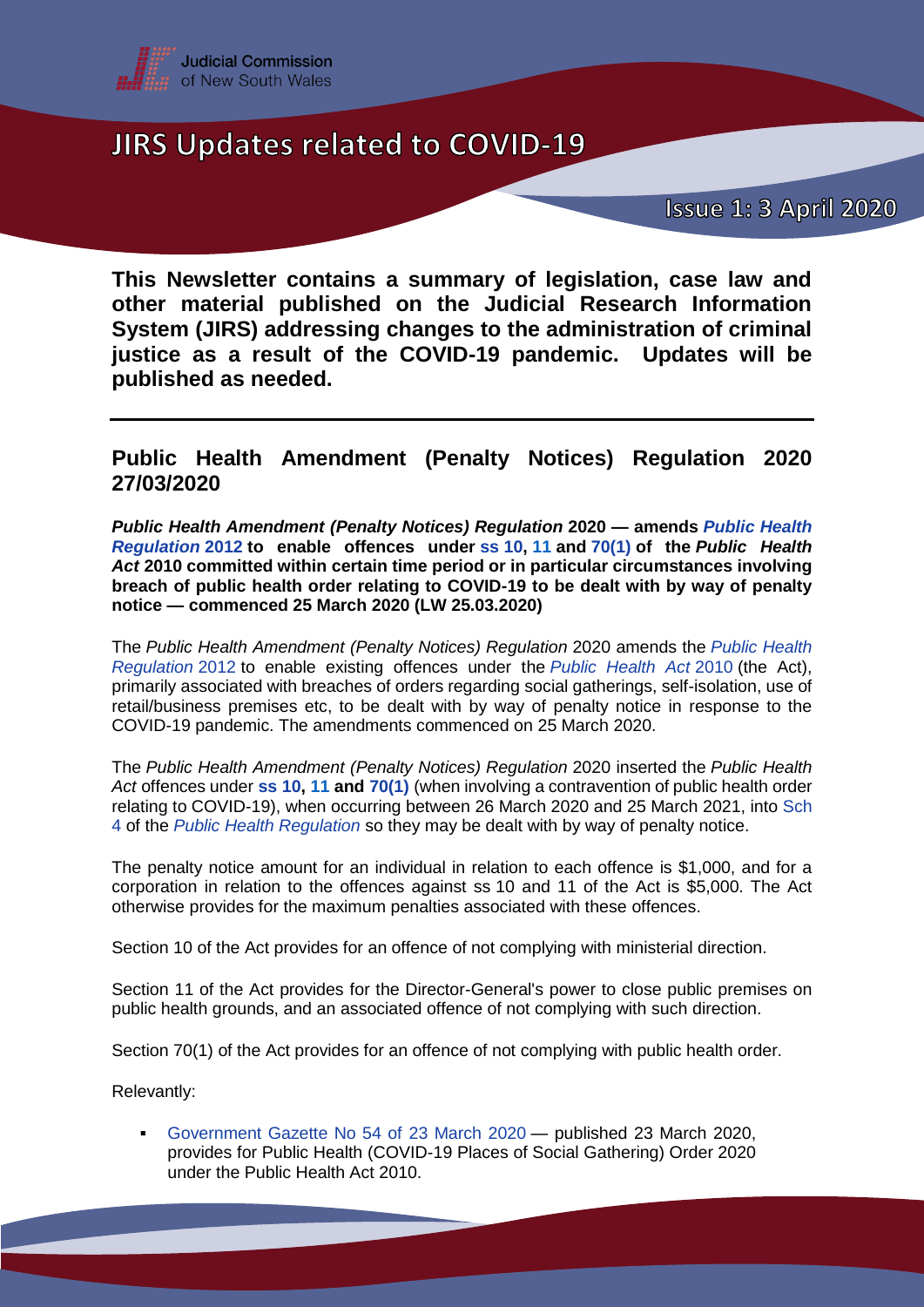Judicial Commission of New South Wales

# JIRS Updates related to COVID-19

Issue 1: 3 April 2020

**This Newsletter contains a summary of legislation, case law and other material published on the Judicial Research Information System (JIRS) addressing changes to the administration of criminal justice as a result of the COVID-19 pandemic. Updates will be published as needed.**

---

## Public Health Amendment (Penalty Notices) Regulation 2020 27/03/2020

***Public Health Amendment (Penalty Notices) Regulation* 2020 — amends *Public Health Regulation* 2012 to enable offences under ss 10, 11 and 70(1) of the *Public Health Act* 2010 committed within certain time period or in particular circumstances involving breach of public health order relating to COVID-19 to be dealt with by way of penalty notice — commenced 25 March 2020 (LW 25.03.2020)**

The *Public Health Amendment (Penalty Notices) Regulation* 2020 amends the *Public Health Regulation* 2012 to enable existing offences under the *Public Health Act* 2010 (the Act), primarily associated with breaches of orders regarding social gatherings, self-isolation, use of retail/business premises etc, to be dealt with by way of penalty notice in response to the COVID-19 pandemic. The amendments commenced on 25 March 2020.

The *Public Health Amendment (Penalty Notices) Regulation* 2020 inserted the *Public Health Act* offences under **ss 10, 11 and 70(1)** (when involving a contravention of public health order relating to COVID-19), when occurring between 26 March 2020 and 25 March 2021, into Sch 4 of the *Public Health Regulation* so they may be dealt with by way of penalty notice.

The penalty notice amount for an individual in relation to each offence is $1,000, and for a corporation in relation to the offences against ss 10 and 11 of the Act is $5,000. The Act otherwise provides for the maximum penalties associated with these offences.

Section 10 of the Act provides for an offence of not complying with ministerial direction.

Section 11 of the Act provides for the Director-General's power to close public premises on public health grounds, and an associated offence of not complying with such direction.

Section 70(1) of the Act provides for an offence of not complying with public health order.

Relevantly:

- Government Gazette No 54 of 23 March 2020 — published 23 March 2020, provides for Public Health (COVID-19 Places of Social Gathering) Order 2020 under the Public Health Act 2010.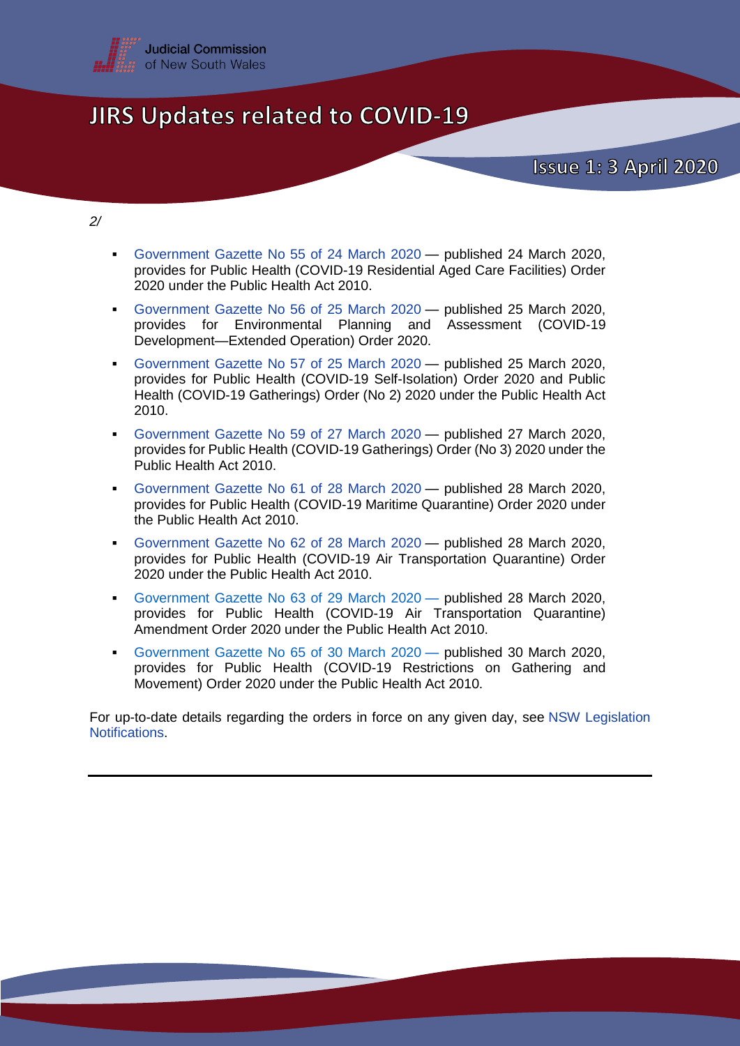*2/*

- Government Gazette No 55 of 24 March 2020 — published 24 March 2020, provides for Public Health (COVID-19 Residential Aged Care Facilities) Order 2020 under the Public Health Act 2010.
- Government Gazette No 56 of 25 March 2020 — published 25 March 2020, provides for Environmental Planning and Assessment (COVID-19 Development—Extended Operation) Order 2020.
- Government Gazette No 57 of 25 March 2020 — published 25 March 2020, provides for Public Health (COVID-19 Self-Isolation) Order 2020 and Public Health (COVID-19 Gatherings) Order (No 2) 2020 under the Public Health Act 2010.
- Government Gazette No 59 of 27 March 2020 — published 27 March 2020, provides for Public Health (COVID-19 Gatherings) Order (No 3) 2020 under the Public Health Act 2010.
- Government Gazette No 61 of 28 March 2020 — published 28 March 2020, provides for Public Health (COVID-19 Maritime Quarantine) Order 2020 under the Public Health Act 2010.
- Government Gazette No 62 of 28 March 2020 — published 28 March 2020, provides for Public Health (COVID-19 Air Transportation Quarantine) Order 2020 under the Public Health Act 2010.
- Government Gazette No 63 of 29 March 2020 — published 28 March 2020, provides for Public Health (COVID-19 Air Transportation Quarantine) Amendment Order 2020 under the Public Health Act 2010.
- Government Gazette No 65 of 30 March 2020 — published 30 March 2020, provides for Public Health (COVID-19 Restrictions on Gathering and Movement) Order 2020 under the Public Health Act 2010.

For up-to-date details regarding the orders in force on any given day, see NSW Legislation Notifications.

---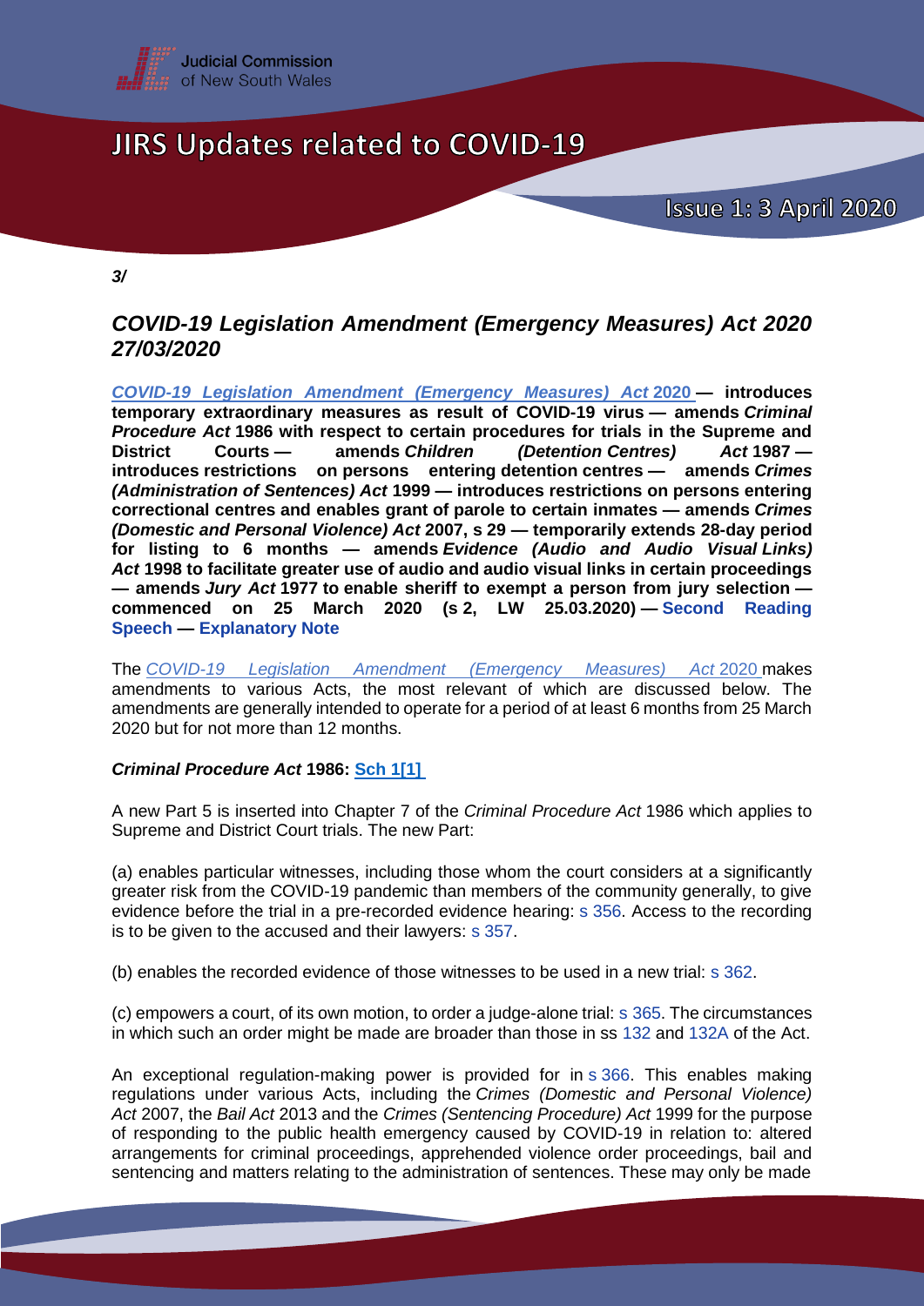*3/*

## *COVID-19 Legislation Amendment (Emergency Measures) Act 2020 27/03/2020*

***COVID-19 Legislation Amendment (Emergency Measures) Act* 2020 — introduces temporary extraordinary measures as result of COVID-19 virus — amends *Criminal Procedure Act* 1986 with respect to certain procedures for trials in the Supreme and District Courts — amends *Children (Detention Centres) Act* 1987 — introduces restrictions on persons entering detention centres — amends *Crimes (Administration of Sentences) Act* 1999 — introduces restrictions on persons entering correctional centres and enables grant of parole to certain inmates — amends *Crimes (Domestic and Personal Violence) Act* 2007, s 29 — temporarily extends 28-day period for listing to 6 months — amends *Evidence (Audio and Audio Visual Links) Act* 1998 to facilitate greater use of audio and audio visual links in certain proceedings — amends *Jury Act* 1977 to enable sheriff to exempt a person from jury selection — commenced on 25 March 2020 (s 2, LW 25.03.2020) — Second Reading Speech — Explanatory Note**

The *COVID-19 Legislation Amendment (Emergency Measures) Act* 2020 makes amendments to various Acts, the most relevant of which are discussed below. The amendments are generally intended to operate for a period of at least 6 months from 25 March 2020 but for not more than 12 months.

***Criminal Procedure Act* 1986: Sch 1[1]**

A new Part 5 is inserted into Chapter 7 of the *Criminal Procedure Act* 1986 which applies to Supreme and District Court trials. The new Part:

(a) enables particular witnesses, including those whom the court considers at a significantly greater risk from the COVID-19 pandemic than members of the community generally, to give evidence before the trial in a pre-recorded evidence hearing: s 356. Access to the recording is to be given to the accused and their lawyers: s 357.

(b) enables the recorded evidence of those witnesses to be used in a new trial: s 362.

(c) empowers a court, of its own motion, to order a judge-alone trial: s 365. The circumstances in which such an order might be made are broader than those in ss 132 and 132A of the Act.

An exceptional regulation-making power is provided for in s 366. This enables making regulations under various Acts, including the *Crimes (Domestic and Personal Violence) Act* 2007, the *Bail Act* 2013 and the *Crimes (Sentencing Procedure) Act* 1999 for the purpose of responding to the public health emergency caused by COVID-19 in relation to: altered arrangements for criminal proceedings, apprehended violence order proceedings, bail and sentencing and matters relating to the administration of sentences. These may only be made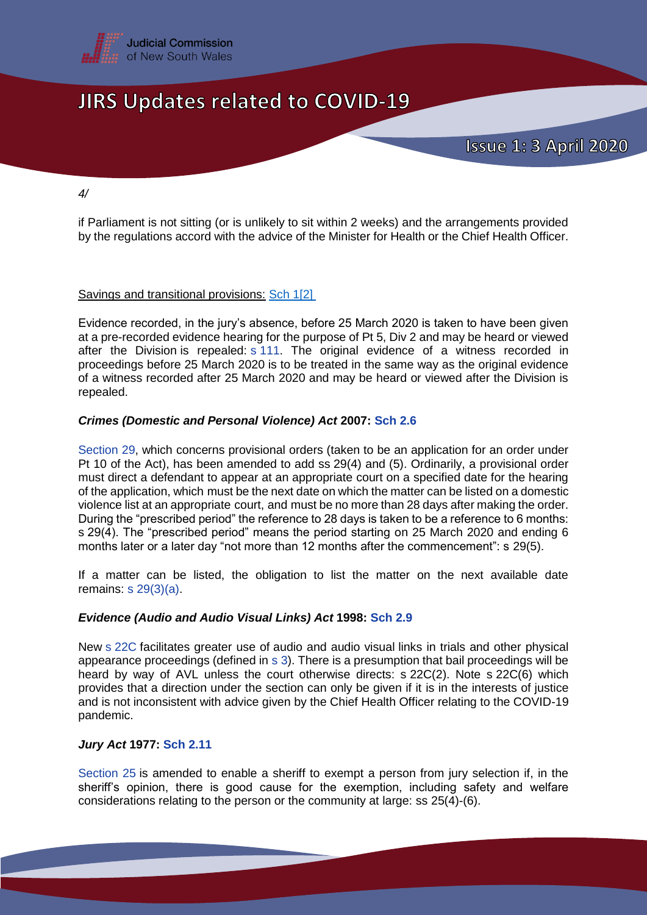if Parliament is not sitting (or is unlikely to sit within 2 weeks) and the arrangements provided by the regulations accord with the advice of the Minister for Health or the Chief Health Officer.

Savings and transitional provisions: Sch 1[2]

Evidence recorded, in the jury's absence, before 25 March 2020 is taken to have been given at a pre-recorded evidence hearing for the purpose of Pt 5, Div 2 and may be heard or viewed after the Division is repealed: s 111. The original evidence of a witness recorded in proceedings before 25 March 2020 is to be treated in the same way as the original evidence of a witness recorded after 25 March 2020 and may be heard or viewed after the Division is repealed.

### *Crimes (Domestic and Personal Violence) Act* 2007: Sch 2.6

Section 29, which concerns provisional orders (taken to be an application for an order under Pt 10 of the Act), has been amended to add ss 29(4) and (5). Ordinarily, a provisional order must direct a defendant to appear at an appropriate court on a specified date for the hearing of the application, which must be the next date on which the matter can be listed on a domestic violence list at an appropriate court, and must be no more than 28 days after making the order. During the "prescribed period" the reference to 28 days is taken to be a reference to 6 months: s 29(4). The "prescribed period" means the period starting on 25 March 2020 and ending 6 months later or a later day "not more than 12 months after the commencement": s 29(5).

If a matter can be listed, the obligation to list the matter on the next available date remains: s 29(3)(a).

### *Evidence (Audio and Audio Visual Links) Act* 1998: Sch 2.9

New s 22C facilitates greater use of audio and audio visual links in trials and other physical appearance proceedings (defined in s 3). There is a presumption that bail proceedings will be heard by way of AVL unless the court otherwise directs: s 22C(2). Note s 22C(6) which provides that a direction under the section can only be given if it is in the interests of justice and is not inconsistent with advice given by the Chief Health Officer relating to the COVID-19 pandemic.

### *Jury Act* 1977: Sch 2.11

Section 25 is amended to enable a sheriff to exempt a person from jury selection if, in the sheriff's opinion, there is good cause for the exemption, including safety and welfare considerations relating to the person or the community at large: ss 25(4)-(6).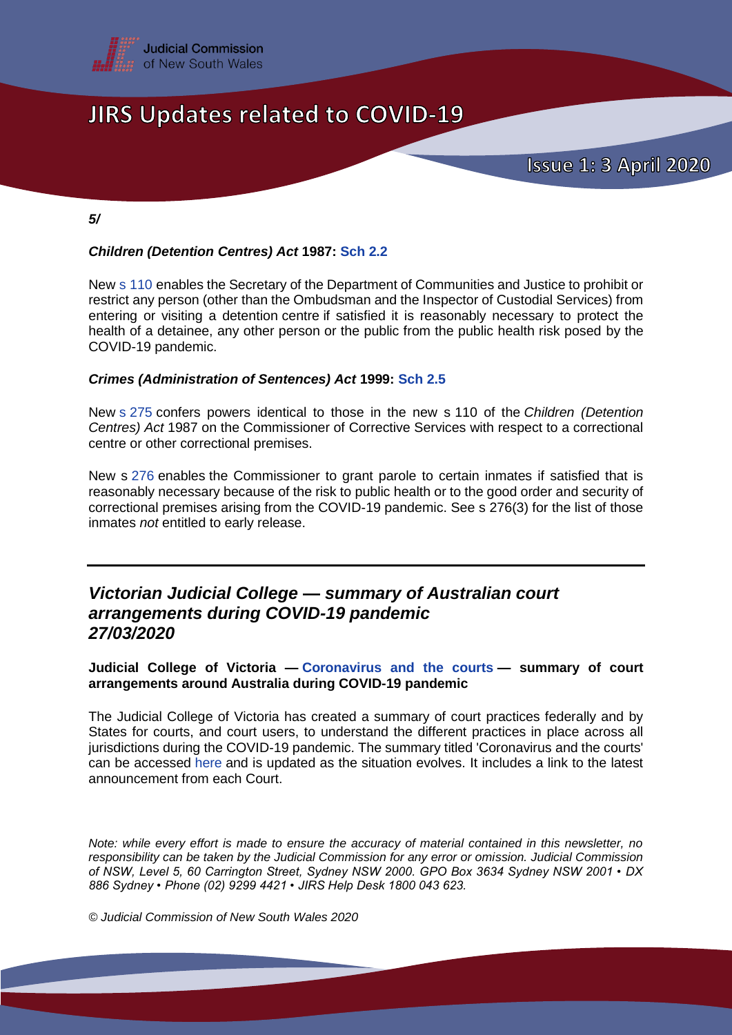*5/*

***Children (Detention Centres) Act* 1987: Sch 2.2**

New s 110 enables the Secretary of the Department of Communities and Justice to prohibit or restrict any person (other than the Ombudsman and the Inspector of Custodial Services) from entering or visiting a detention centre if satisfied it is reasonably necessary to protect the health of a detainee, any other person or the public from the public health risk posed by the COVID-19 pandemic.

***Crimes (Administration of Sentences) Act* 1999: Sch 2.5**

New s 275 confers powers identical to those in the new s 110 of the *Children (Detention Centres) Act* 1987 on the Commissioner of Corrective Services with respect to a correctional centre or other correctional premises.

New s 276 enables the Commissioner to grant parole to certain inmates if satisfied that is reasonably necessary because of the risk to public health or to the good order and security of correctional premises arising from the COVID-19 pandemic. See s 276(3) for the list of those inmates *not* entitled to early release.

---

## *Victorian Judicial College — summary of Australian court arrangements during COVID-19 pandemic 27/03/2020*

**Judicial College of Victoria — Coronavirus and the courts — summary of court arrangements around Australia during COVID-19 pandemic**

The Judicial College of Victoria has created a summary of court practices federally and by States for courts, and court users, to understand the different practices in place across all jurisdictions during the COVID-19 pandemic. The summary titled 'Coronavirus and the courts' can be accessed here and is updated as the situation evolves. It includes a link to the latest announcement from each Court.

*Note: while every effort is made to ensure the accuracy of material contained in this newsletter, no responsibility can be taken by the Judicial Commission for any error or omission. Judicial Commission of NSW, Level 5, 60 Carrington Street, Sydney NSW 2000. GPO Box 3634 Sydney NSW 2001 • DX 886 Sydney • Phone (02) 9299 4421 • JIRS Help Desk 1800 043 623.*

*© Judicial Commission of New South Wales 2020*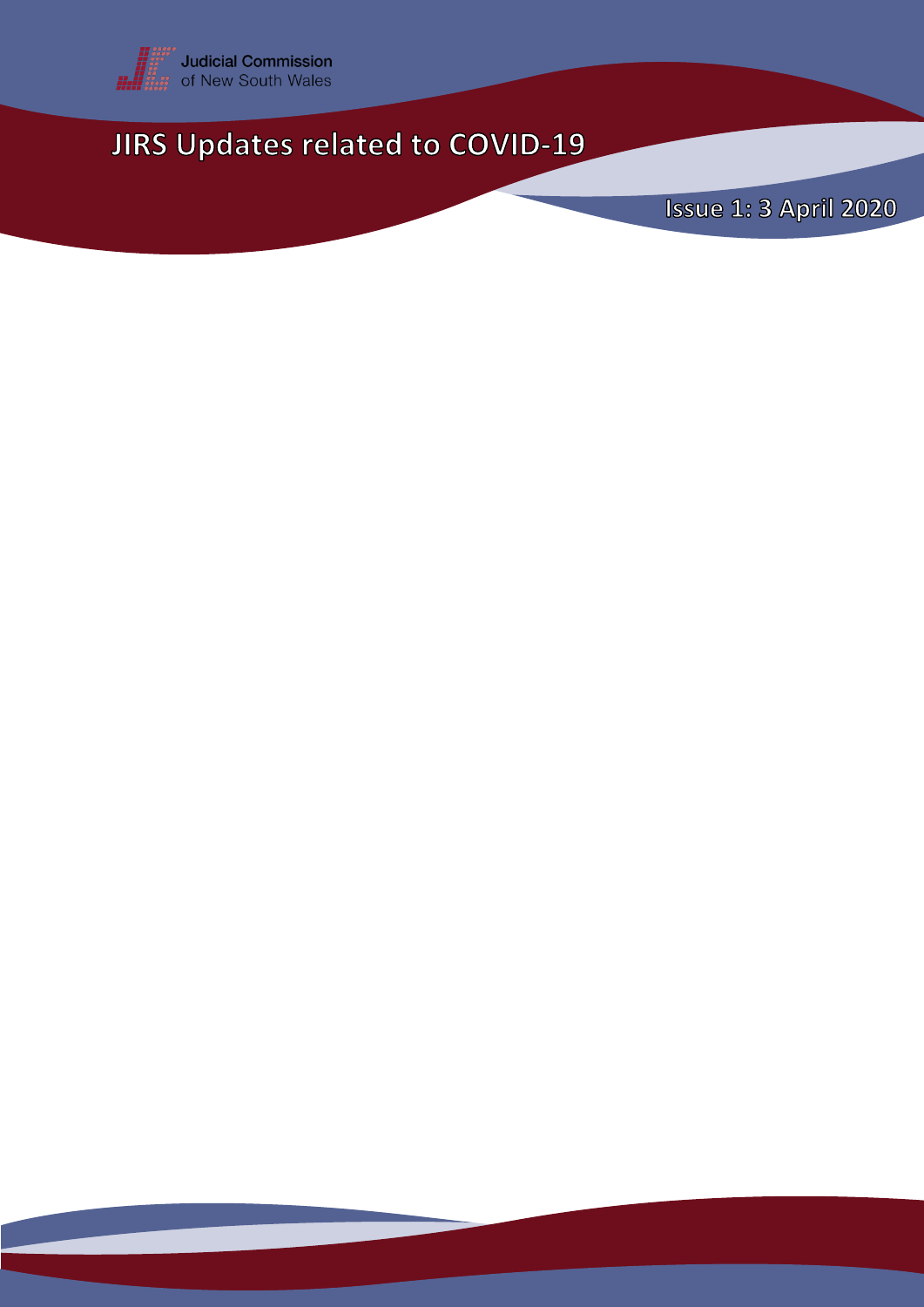Judicial Commission of New South Wales

# JIRS Updates related to COVID-19

Issue 1: 3 April 2020